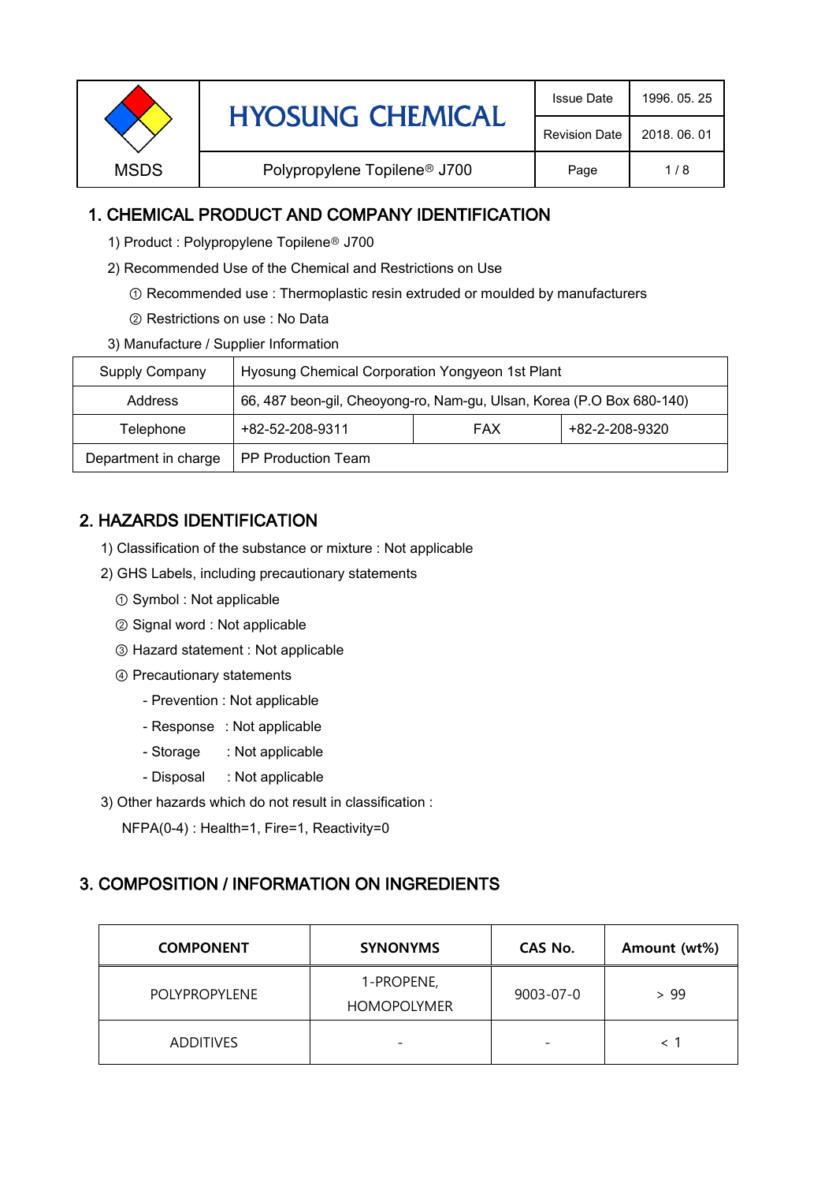| MSDS | HYOSUNG CHEMICAL | Issue Date | 1996. 05. 25 |
|---|---|---|---|
| | | Revision Date | 2018. 06. 01 |
| | Polypropylene Topilene® J700 | Page | 1 / 8 |

## 1. CHEMICAL PRODUCT AND COMPANY IDENTIFICATION

1) Product : Polypropylene Topilene® J700

2) Recommended Use of the Chemical and Restrictions on Use

① Recommended use : Thermoplastic resin extruded or moulded by manufacturers

② Restrictions on use : No Data

3) Manufacture / Supplier Information

| Supply Company | Hyosung Chemical Corporation Yongyeon 1st Plant | | |
|---|---|---|---|
| Address | 66, 487 beon-gil, Cheoyong-ro, Nam-gu, Ulsan, Korea (P.O Box 680-140) | | |
| Telephone | +82-52-208-9311 | FAX | +82-2-208-9320 |
| Department in charge | PP Production Team | | |

## 2. HAZARDS IDENTIFICATION

1) Classification of the substance or mixture : Not applicable

2) GHS Labels, including precautionary statements

① Symbol : Not applicable

② Signal word : Not applicable

③ Hazard statement : Not applicable

④ Precautionary statements

- Prevention : Not applicable
- Response : Not applicable
- Storage : Not applicable
- Disposal : Not applicable

3) Other hazards which do not result in classification :

NFPA(0-4) : Health=1, Fire=1, Reactivity=0

## 3. COMPOSITION / INFORMATION ON INGREDIENTS

| COMPONENT | SYNONYMS | CAS No. | Amount (wt%) |
|---|---|---|---|
| POLYPROPYLENE | 1-PROPENE, HOMOPOLYMER | 9003-07-0 | > 99 |
| ADDITIVES | - | - | < 1 |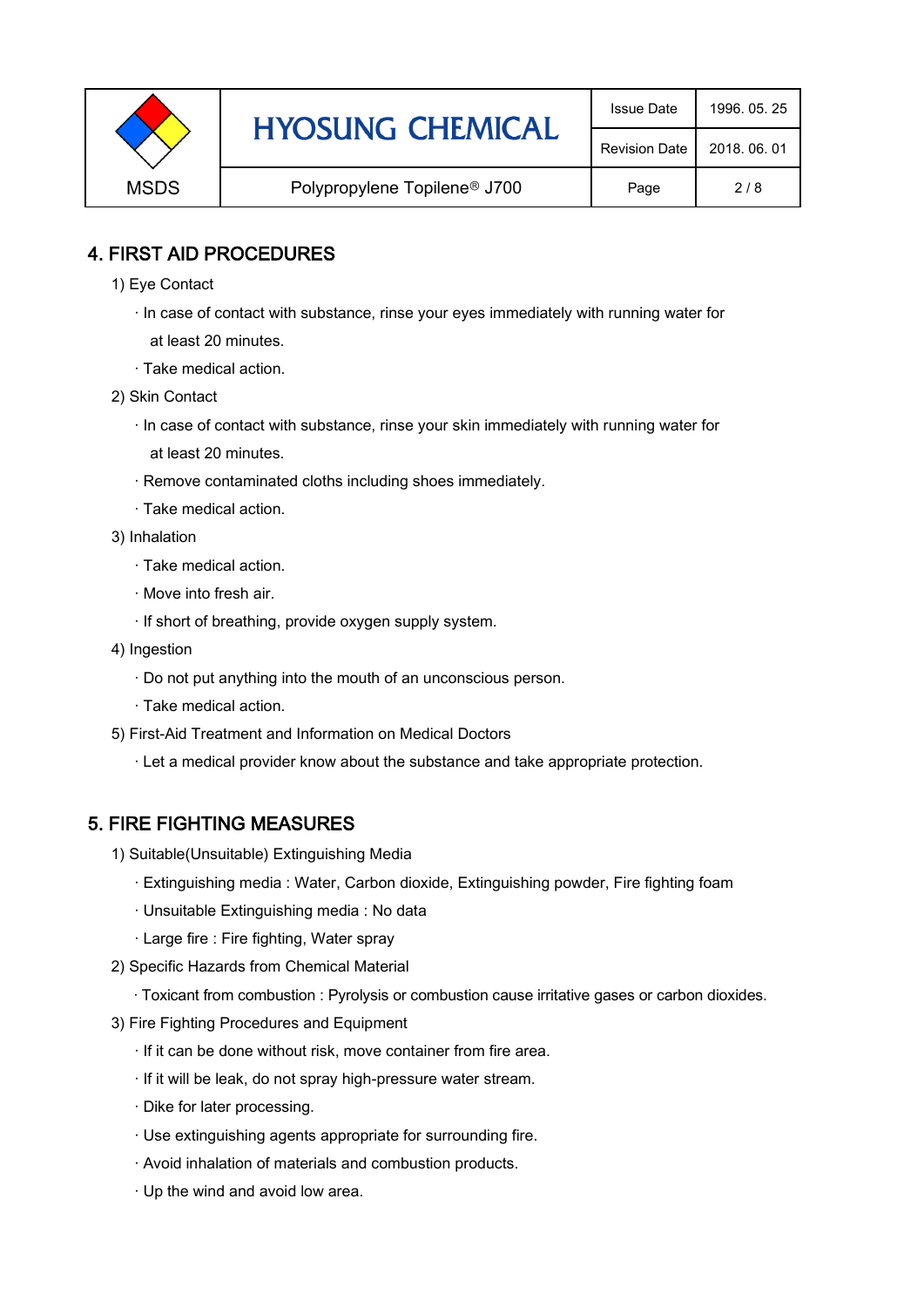## 4. FIRST AID PROCEDURES

1) Eye Contact

· In case of contact with substance, rinse your eyes immediately with running water for at least 20 minutes.

· Take medical action.

2) Skin Contact

· In case of contact with substance, rinse your skin immediately with running water for at least 20 minutes.

· Remove contaminated cloths including shoes immediately.

· Take medical action.

3) Inhalation

· Take medical action.

· Move into fresh air.

· If short of breathing, provide oxygen supply system.

4) Ingestion

· Do not put anything into the mouth of an unconscious person.

· Take medical action.

5) First-Aid Treatment and Information on Medical Doctors

· Let a medical provider know about the substance and take appropriate protection.

## 5. FIRE FIGHTING MEASURES

1) Suitable(Unsuitable) Extinguishing Media

· Extinguishing media : Water, Carbon dioxide, Extinguishing powder, Fire fighting foam

· Unsuitable Extinguishing media : No data

· Large fire : Fire fighting, Water spray

2) Specific Hazards from Chemical Material

· Toxicant from combustion : Pyrolysis or combustion cause irritative gases or carbon dioxides.

3) Fire Fighting Procedures and Equipment

· If it can be done without risk, move container from fire area.

· If it will be leak, do not spray high-pressure water stream.

· Dike for later processing.

· Use extinguishing agents appropriate for surrounding fire.

· Avoid inhalation of materials and combustion products.

· Up the wind and avoid low area.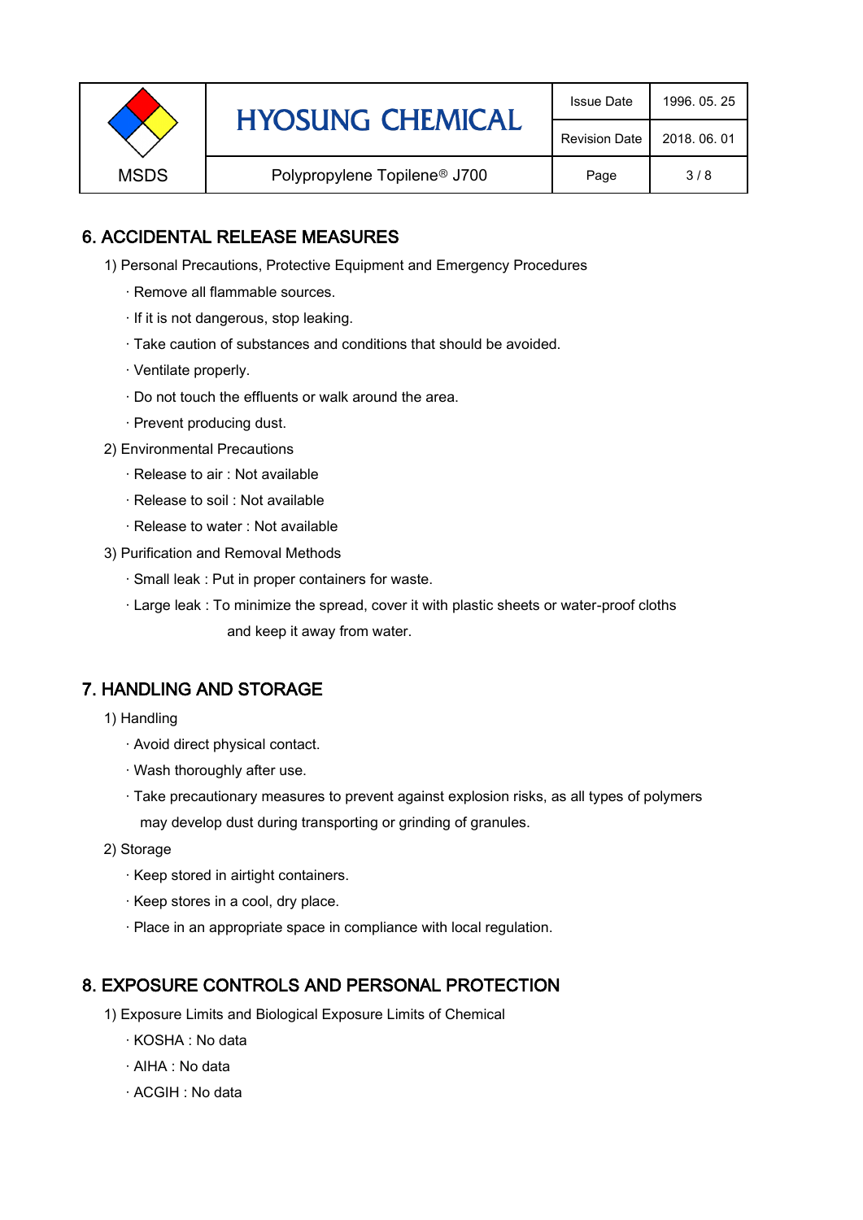## 6. ACCIDENTAL RELEASE MEASURES

1) Personal Precautions, Protective Equipment and Emergency Procedures

- · Remove all flammable sources.
- · If it is not dangerous, stop leaking.
- · Take caution of substances and conditions that should be avoided.
- · Ventilate properly.
- · Do not touch the effluents or walk around the area.
- · Prevent producing dust.

2) Environmental Precautions

- · Release to air : Not available
- · Release to soil : Not available
- · Release to water : Not available

3) Purification and Removal Methods

- · Small leak : Put in proper containers for waste.
- · Large leak : To minimize the spread, cover it with plastic sheets or water-proof cloths and keep it away from water.

## 7. HANDLING AND STORAGE

1) Handling

- · Avoid direct physical contact.
- · Wash thoroughly after use.
- · Take precautionary measures to prevent against explosion risks, as all types of polymers may develop dust during transporting or grinding of granules.

2) Storage

- · Keep stored in airtight containers.
- · Keep stores in a cool, dry place.
- · Place in an appropriate space in compliance with local regulation.

## 8. EXPOSURE CONTROLS AND PERSONAL PROTECTION

1) Exposure Limits and Biological Exposure Limits of Chemical

- · KOSHA : No data
- · AIHA : No data
- · ACGIH : No data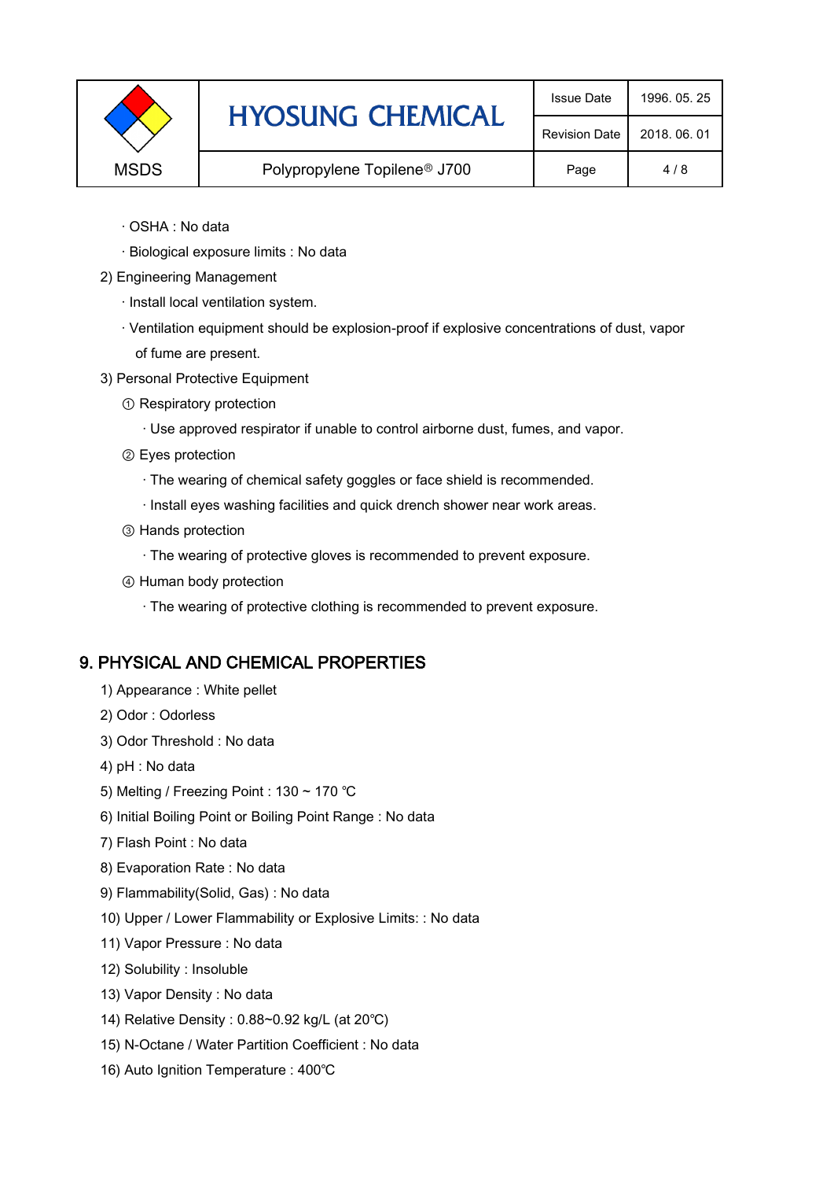· OSHA : No data

· Biological exposure limits : No data

2) Engineering Management

· Install local ventilation system.

· Ventilation equipment should be explosion-proof if explosive concentrations of dust, vapor of fume are present.

3) Personal Protective Equipment

① Respiratory protection

· Use approved respirator if unable to control airborne dust, fumes, and vapor.

② Eyes protection

· The wearing of chemical safety goggles or face shield is recommended.

· Install eyes washing facilities and quick drench shower near work areas.

③ Hands protection

· The wearing of protective gloves is recommended to prevent exposure.

④ Human body protection

· The wearing of protective clothing is recommended to prevent exposure.

## 9. PHYSICAL AND CHEMICAL PROPERTIES

1) Appearance : White pellet

2) Odor : Odorless

3) Odor Threshold : No data

4) pH : No data

5) Melting / Freezing Point : 130 ~ 170 ℃

6) Initial Boiling Point or Boiling Point Range : No data

7) Flash Point : No data

8) Evaporation Rate : No data

9) Flammability(Solid, Gas) : No data

10) Upper / Lower Flammability or Explosive Limits: : No data

11) Vapor Pressure : No data

12) Solubility : Insoluble

13) Vapor Density : No data

14) Relative Density : 0.88~0.92 kg/L (at 20℃)

15) N-Octane / Water Partition Coefficient : No data

16) Auto Ignition Temperature : 400℃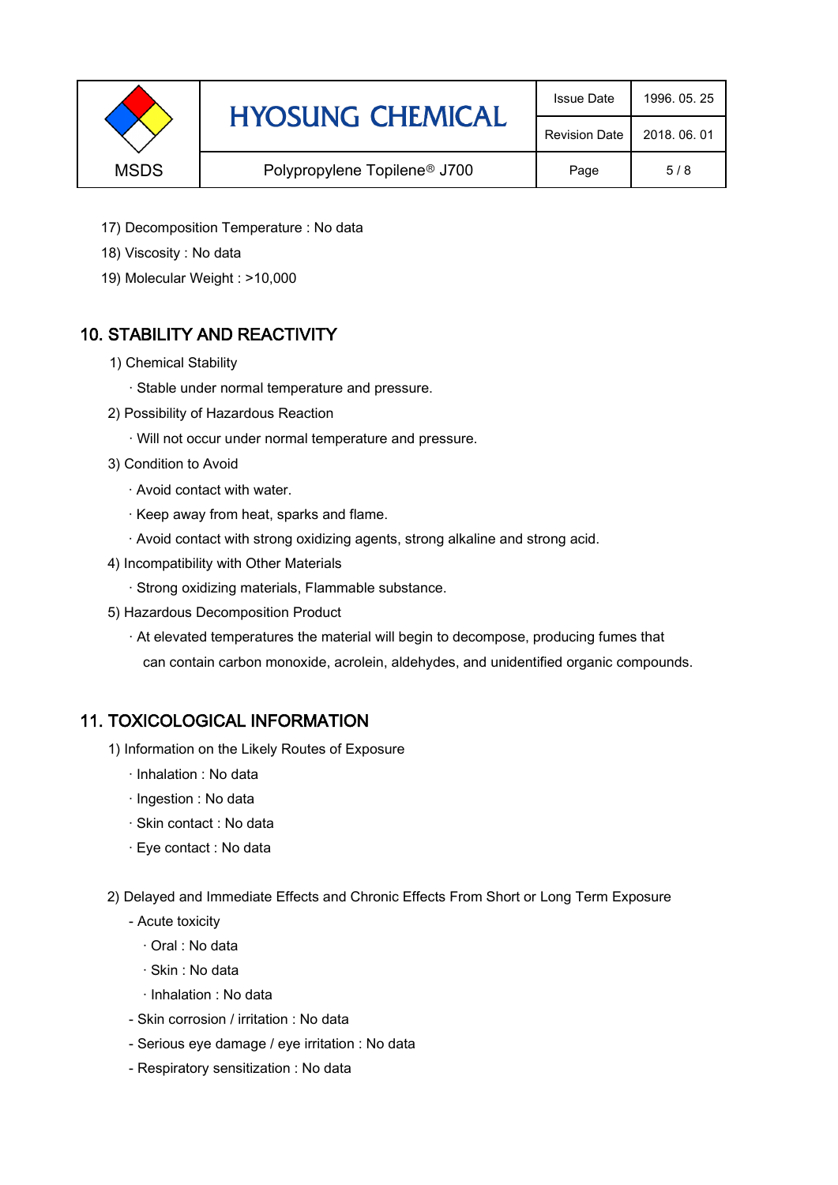17) Decomposition Temperature : No data

18) Viscosity : No data

19) Molecular Weight : >10,000

## 10. STABILITY AND REACTIVITY

1) Chemical Stability

· Stable under normal temperature and pressure.

2) Possibility of Hazardous Reaction

· Will not occur under normal temperature and pressure.

3) Condition to Avoid

· Avoid contact with water.

· Keep away from heat, sparks and flame.

· Avoid contact with strong oxidizing agents, strong alkaline and strong acid.

4) Incompatibility with Other Materials

· Strong oxidizing materials, Flammable substance.

5) Hazardous Decomposition Product

· At elevated temperatures the material will begin to decompose, producing fumes that can contain carbon monoxide, acrolein, aldehydes, and unidentified organic compounds.

## 11. TOXICOLOGICAL INFORMATION

1) Information on the Likely Routes of Exposure

· Inhalation : No data

· Ingestion : No data

· Skin contact : No data

· Eye contact : No data

2) Delayed and Immediate Effects and Chronic Effects From Short or Long Term Exposure

- Acute toxicity
  - · Oral : No data
  - · Skin : No data
  - · Inhalation : No data
- Skin corrosion / irritation : No data
- Serious eye damage / eye irritation : No data
- Respiratory sensitization : No data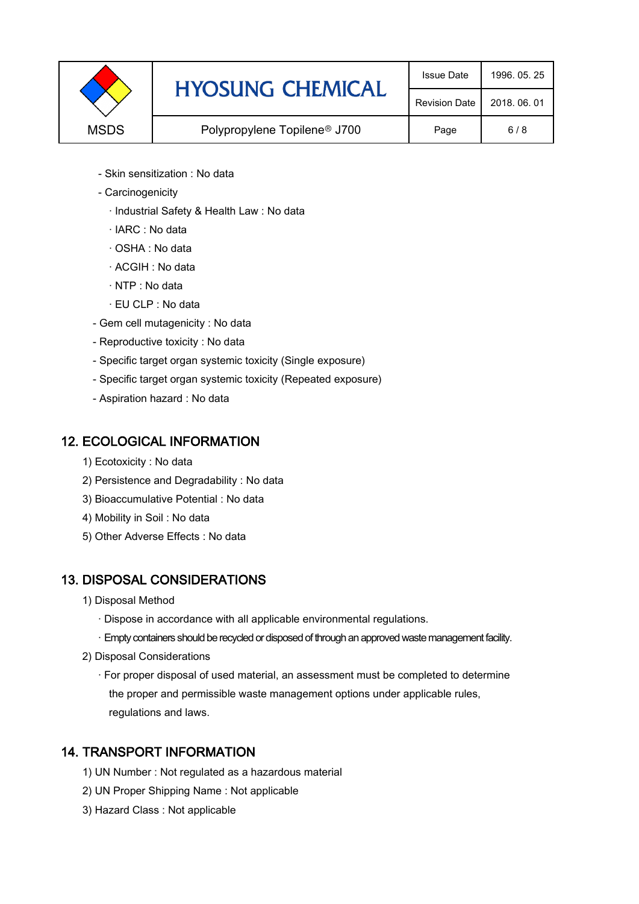- Skin sensitization : No data
- Carcinogenicity
  - · Industrial Safety & Health Law : No data
  - · IARC : No data
  - · OSHA : No data
  - · ACGIH : No data
  - · NTP : No data
  - · EU CLP : No data
- Gem cell mutagenicity : No data
- Reproductive toxicity : No data
- Specific target organ systemic toxicity (Single exposure)
- Specific target organ systemic toxicity (Repeated exposure)
- Aspiration hazard : No data

## 12. ECOLOGICAL INFORMATION

1) Ecotoxicity : No data
2) Persistence and Degradability : No data
3) Bioaccumulative Potential : No data
4) Mobility in Soil : No data
5) Other Adverse Effects : No data

## 13. DISPOSAL CONSIDERATIONS

1) Disposal Method
   - · Dispose in accordance with all applicable environmental regulations.
   - · Empty containers should be recycled or disposed of through an approved waste management facility.
2) Disposal Considerations
   - · For proper disposal of used material, an assessment must be completed to determine the proper and permissible waste management options under applicable rules, regulations and laws.

## 14. TRANSPORT INFORMATION

1) UN Number : Not regulated as a hazardous material
2) UN Proper Shipping Name : Not applicable
3) Hazard Class : Not applicable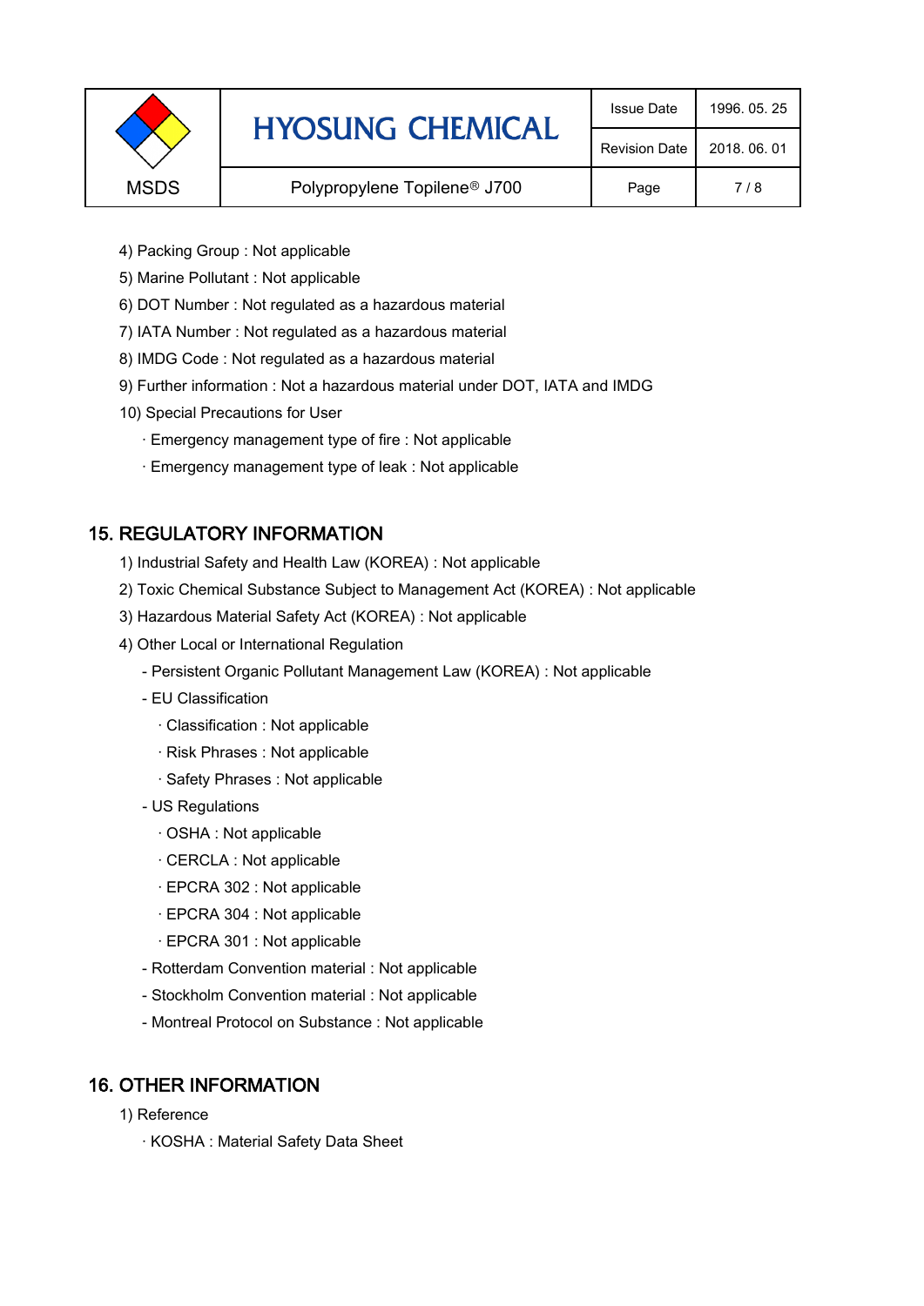4) Packing Group : Not applicable

5) Marine Pollutant : Not applicable

6) DOT Number : Not regulated as a hazardous material

7) IATA Number : Not regulated as a hazardous material

8) IMDG Code : Not regulated as a hazardous material

9) Further information : Not a hazardous material under DOT, IATA and IMDG

10) Special Precautions for User

- · Emergency management type of fire : Not applicable
- · Emergency management type of leak : Not applicable

## 15. REGULATORY INFORMATION

1) Industrial Safety and Health Law (KOREA) : Not applicable

2) Toxic Chemical Substance Subject to Management Act (KOREA) : Not applicable

3) Hazardous Material Safety Act (KOREA) : Not applicable

4) Other Local or International Regulation

- Persistent Organic Pollutant Management Law (KOREA) : Not applicable
- EU Classification
  - · Classification : Not applicable
  - · Risk Phrases : Not applicable
  - · Safety Phrases : Not applicable
- US Regulations
  - · OSHA : Not applicable
  - · CERCLA : Not applicable
  - · EPCRA 302 : Not applicable
  - · EPCRA 304 : Not applicable
  - · EPCRA 301 : Not applicable
- Rotterdam Convention material : Not applicable
- Stockholm Convention material : Not applicable
- Montreal Protocol on Substance : Not applicable

## 16. OTHER INFORMATION

1) Reference

- · KOSHA : Material Safety Data Sheet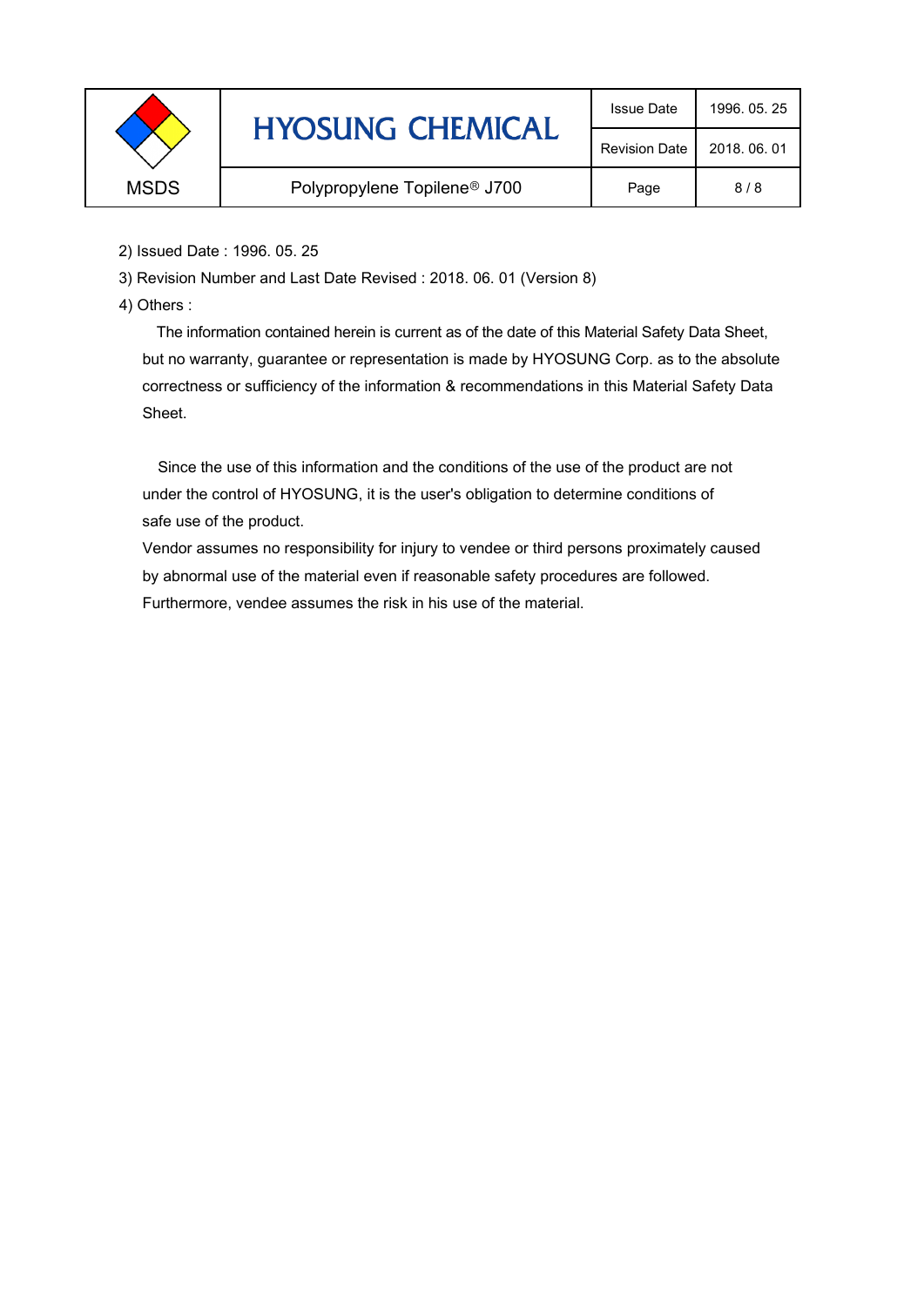2) Issued Date : 1996. 05. 25

3) Revision Number and Last Date Revised : 2018. 06. 01 (Version 8)

4) Others :

The information contained herein is current as of the date of this Material Safety Data Sheet, but no warranty, guarantee or representation is made by HYOSUNG Corp. as to the absolute correctness or sufficiency of the information & recommendations in this Material Safety Data Sheet.

Since the use of this information and the conditions of the use of the product are not under the control of HYOSUNG, it is the user's obligation to determine conditions of safe use of the product.
Vendor assumes no responsibility for injury to vendee or third persons proximately caused by abnormal use of the material even if reasonable safety procedures are followed.
Furthermore, vendee assumes the risk in his use of the material.